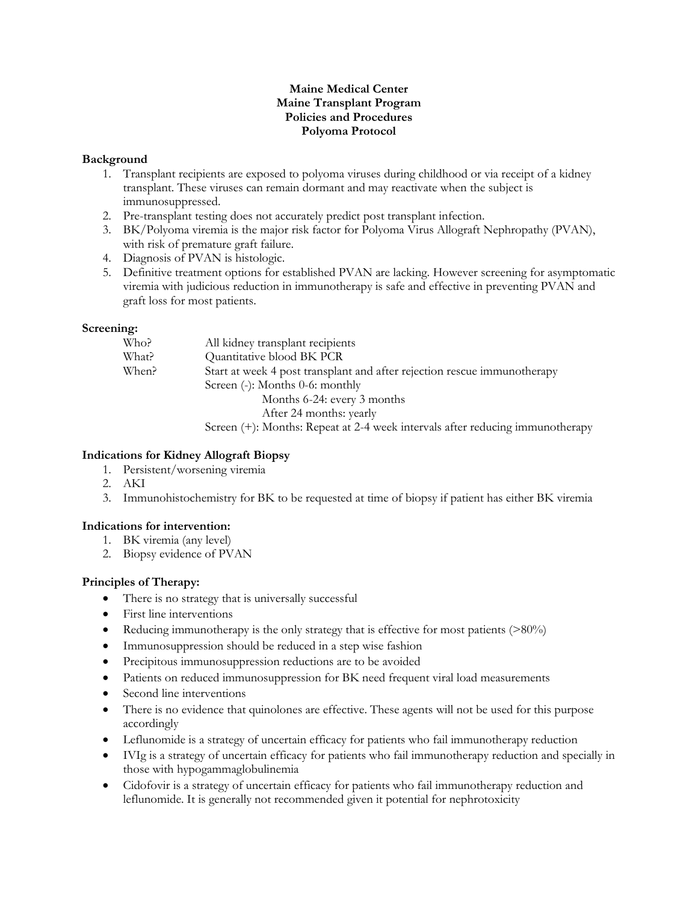**Maine Medical Center**
**Maine Transplant Program**
**Policies and Procedures**
**Polyoma Protocol**

**Background**

1. Transplant recipients are exposed to polyoma viruses during childhood or via receipt of a kidney transplant. These viruses can remain dormant and may reactivate when the subject is immunosuppressed.
2. Pre-transplant testing does not accurately predict post transplant infection.
3. BK/Polyoma viremia is the major risk factor for Polyoma Virus Allograft Nephropathy (PVAN), with risk of premature graft failure.
4. Diagnosis of PVAN is histologic.
5. Definitive treatment options for established PVAN are lacking. However screening for asymptomatic viremia with judicious reduction in immunotherapy is safe and effective in preventing PVAN and graft loss for most patients.

**Screening:**

| | |
|---|---|
| Who? | All kidney transplant recipients |
| What? | Quantitative blood BK PCR |
| When? | Start at week 4 post transplant and after rejection rescue immunotherapy |
| | Screen (-): Months 0-6: monthly |
| | Months 6-24: every 3 months |
| | After 24 months: yearly |
| | Screen (+): Months: Repeat at 2-4 week intervals after reducing immunotherapy |

**Indications for Kidney Allograft Biopsy**

1. Persistent/worsening viremia
2. AKI
3. Immunohistochemistry for BK to be requested at time of biopsy if patient has either BK viremia

**Indications for intervention:**

1. BK viremia (any level)
2. Biopsy evidence of PVAN

**Principles of Therapy:**

- There is no strategy that is universally successful
- First line interventions
- Reducing immunotherapy is the only strategy that is effective for most patients (>80%)
- Immunosuppression should be reduced in a step wise fashion
- Precipitous immunosuppression reductions are to be avoided
- Patients on reduced immunosuppression for BK need frequent viral load measurements
- Second line interventions
- There is no evidence that quinolones are effective. These agents will not be used for this purpose accordingly
- Leflunomide is a strategy of uncertain efficacy for patients who fail immunotherapy reduction
- IVIg is a strategy of uncertain efficacy for patients who fail immunotherapy reduction and specially in those with hypogammaglobulinemia
- Cidofovir is a strategy of uncertain efficacy for patients who fail immunotherapy reduction and leflunomide. It is generally not recommended given it potential for nephrotoxicity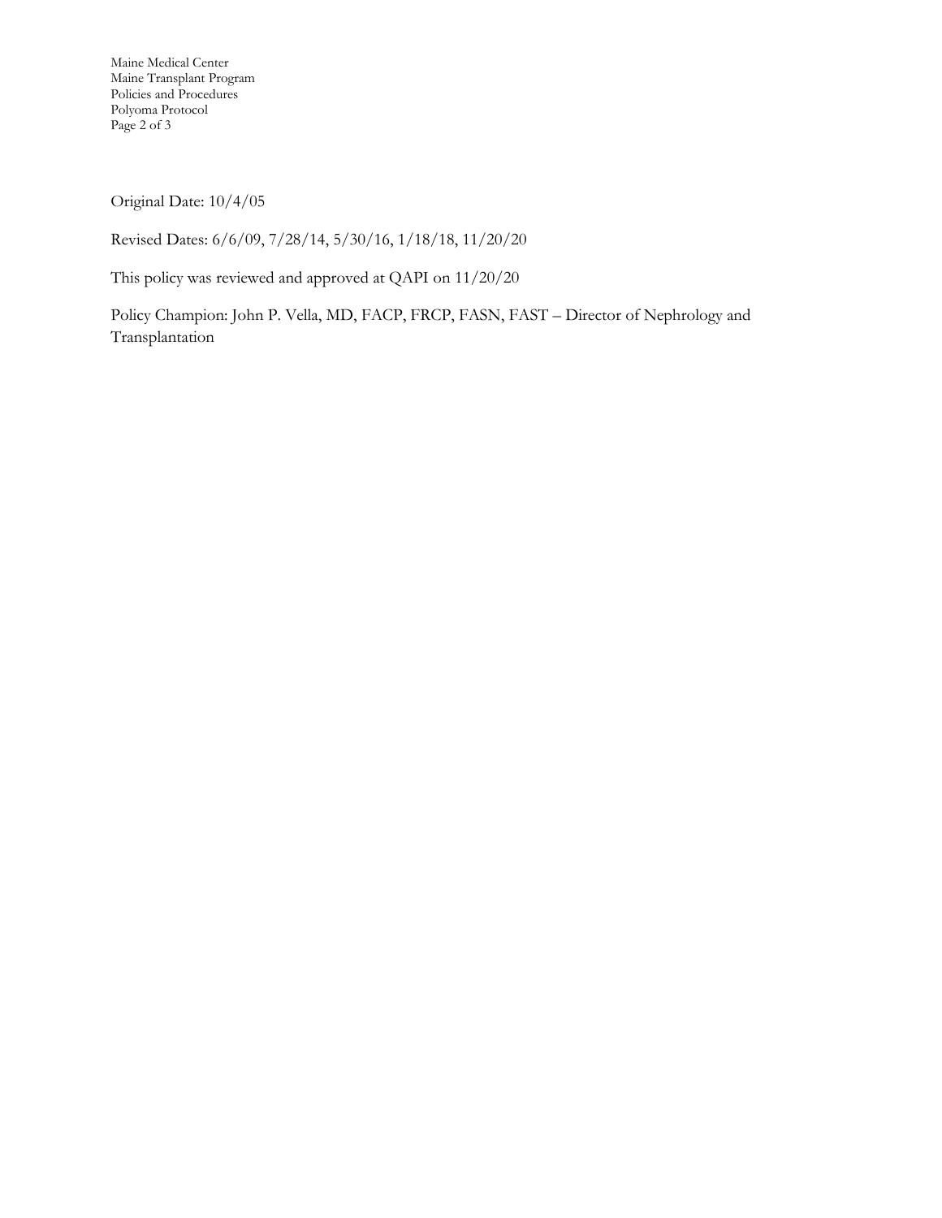Original Date: 10/4/05

Revised Dates: 6/6/09, 7/28/14, 5/30/16, 1/18/18, 11/20/20

This policy was reviewed and approved at QAPI on 11/20/20

Policy Champion: John P. Vella, MD, FACP, FRCP, FASN, FAST – Director of Nephrology and Transplantation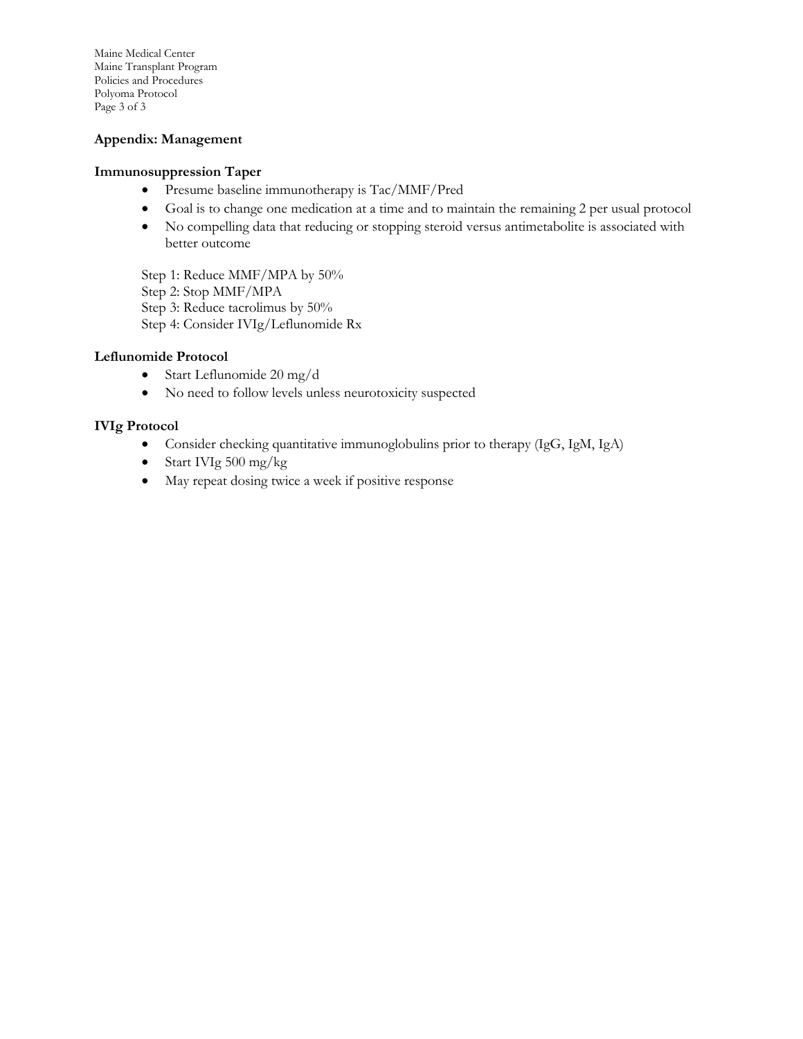## Appendix: Management

### Immunosuppression Taper

- Presume baseline immunotherapy is Tac/MMF/Pred
- Goal is to change one medication at a time and to maintain the remaining 2 per usual protocol
- No compelling data that reducing or stopping steroid versus antimetabolite is associated with better outcome

Step 1: Reduce MMF/MPA by 50%
Step 2: Stop MMF/MPA
Step 3: Reduce tacrolimus by 50%
Step 4: Consider IVIg/Leflunomide Rx

### Leflunomide Protocol

- Start Leflunomide 20 mg/d
- No need to follow levels unless neurotoxicity suspected

### IVIg Protocol

- Consider checking quantitative immunoglobulins prior to therapy (IgG, IgM, IgA)
- Start IVIg 500 mg/kg
- May repeat dosing twice a week if positive response